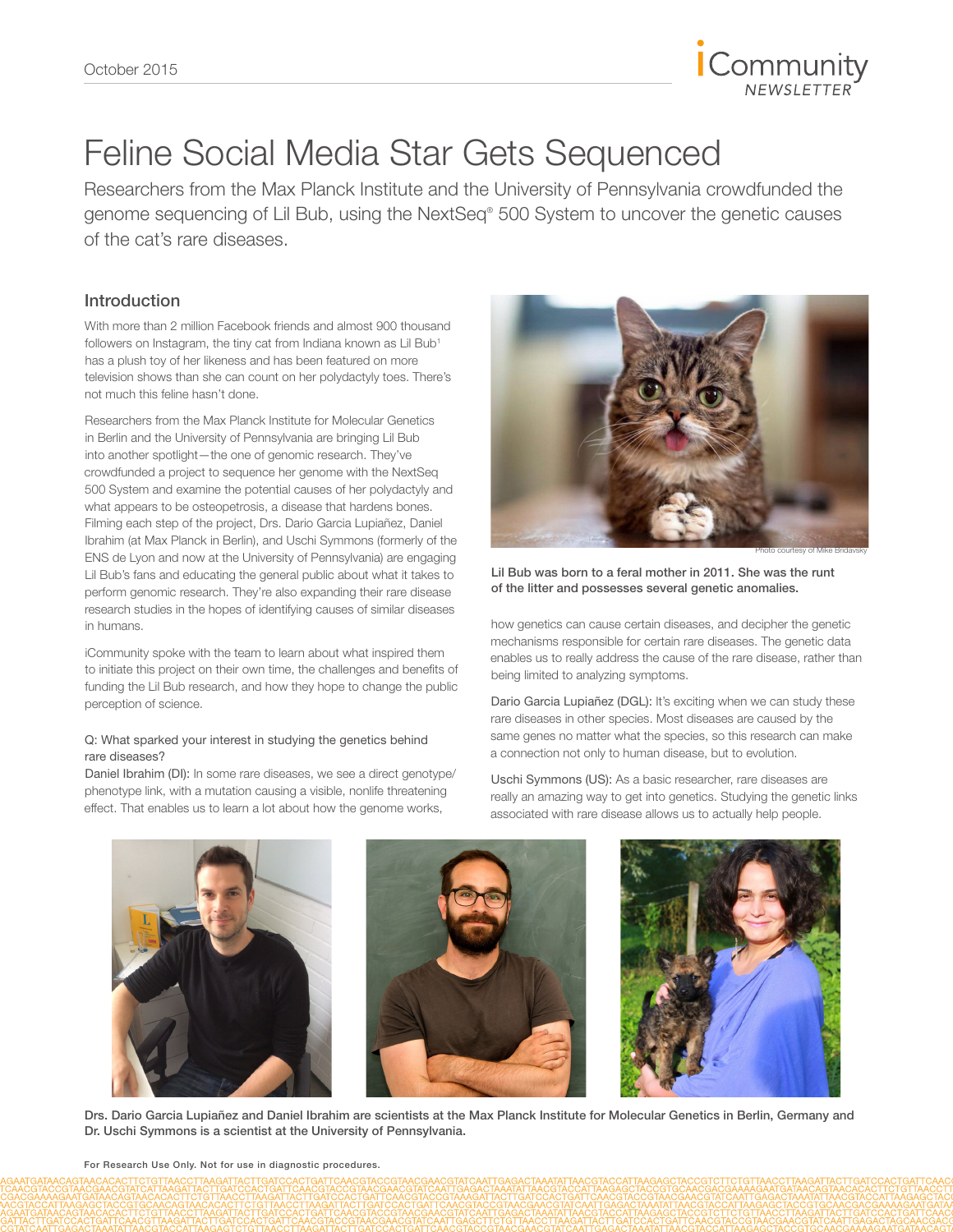# Feline Social Media Star Gets Sequenced

Researchers from the Max Planck Institute and the University of Pennsylvania crowdfunded the genome sequencing of Lil Bub, using the NextSeq® 500 System to uncover the genetic causes of the cat's rare diseases.

## Introduction

With more than 2 million Facebook friends and almost 900 thousand followers on Instagram, the tiny cat from Indiana known as Lil Bub[1] has a plush toy of her likeness and has been featured on more television shows than she can count on her polydactyly toes. There's not much this feline hasn't done.

Researchers from the Max Planck Institute for Molecular Genetics in Berlin and the University of Pennsylvania are bringing Lil Bub into another spotlight—the one of genomic research. They've crowdfunded a project to sequence her genome with the NextSeq 500 System and examine the potential causes of her polydactyly and what appears to be osteopetrosis, a disease that hardens bones. Filming each step of the project, Drs. Dario Garcia Lupiañez, Daniel Ibrahim (at Max Planck in Berlin), and Uschi Symmons (formerly of the ENS de Lyon and now at the University of Pennsylvania) are engaging Lil Bub's fans and educating the general public about what it takes to perform genomic research. They're also expanding their rare disease research studies in the hopes of identifying causes of similar diseases in humans.

iCommunity spoke with the team to learn about what inspired them to initiate this project on their own time, the challenges and benefits of funding the Lil Bub research, and how they hope to change the public perception of science.

Photo courtesy of Mike Bridavsky

**Lil Bub was born to a feral mother in 2011. She was the runt of the litter and possesses several genetic anomalies.**

Q: What sparked your interest in studying the genetics behind rare diseases?

Daniel Ibrahim (DI): In some rare diseases, we see a direct genotype/phenotype link, with a mutation causing a visible, nonlife threatening effect. That enables us to learn a lot about how the genome works, how genetics can cause certain diseases, and decipher the genetic mechanisms responsible for certain rare diseases. The genetic data enables us to really address the cause of the rare disease, rather than being limited to analyzing symptoms.

Dario Garcia Lupiañez (DGL): It's exciting when we can study these rare diseases in other species. Most diseases are caused by the same genes no matter what the species, so this research can make a connection not only to human disease, but to evolution.

Uschi Symmons (US): As a basic researcher, rare diseases are really an amazing way to get into genetics. Studying the genetic links associated with rare disease allows us to actually help people.

**Drs. Dario Garcia Lupiañez and Daniel Ibrahim are scientists at the Max Planck Institute for Molecular Genetics in Berlin, Germany and Dr. Uschi Symmons is a scientist at the University of Pennsylvania.**

For Research Use Only. Not for use in diagnostic procedures.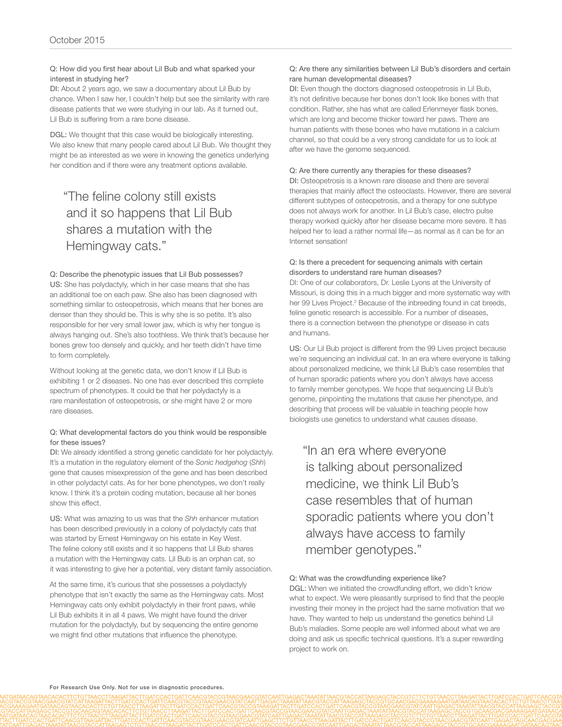**Q: How did you first hear about Lil Bub and what sparked your interest in studying her?**

DI: About 2 years ago, we saw a documentary about Lil Bub by chance. When I saw her, I couldn't help but see the similarity with rare disease patients that we were studying in our lab. As it turned out, Lil Bub is suffering from a rare bone disease.

DGL: We thought that this case would be biologically interesting. We also knew that many people cared about Lil Bub. We thought they might be as interested as we were in knowing the genetics underlying her condition and if there were any treatment options available.

> "The feline colony still exists and it so happens that Lil Bub shares a mutation with the Hemingway cats."

**Q: Describe the phenotypic issues that Lil Bub possesses?**

US: She has polydactyly, which in her case means that she has an additional toe on each paw. She also has been diagnosed with something similar to osteopetrosis, which means that her bones are denser than they should be. This is why she is so petite. It's also responsible for her very small lower jaw, which is why her tongue is always hanging out. She's also toothless. We think that's because her bones grew too densely and quickly, and her teeth didn't have time to form completely.

Without looking at the genetic data, we don't know if Lil Bub is exhibiting 1 or 2 diseases. No one has ever described this complete spectrum of phenotypes. It could be that her polydactyly is a rare manifestation of osteopetrosis, or she might have 2 or more rare diseases.

**Q: What developmental factors do you think would be responsible for these issues?**

DI: We already identified a strong genetic candidate for her polydactyly. It's a mutation in the regulatory element of the *Sonic hedgehog* (*Shh*) gene that causes misexpression of the gene and has been described in other polydactyl cats. As for her bone phenotypes, we don't really know. I think it's a protein coding mutation, because all her bones show this effect.

US: What was amazing to us was that the *Shh* enhancer mutation has been described previously in a colony of polydactyly cats that was started by Ernest Hemingway on his estate in Key West. The feline colony still exists and it so happens that Lil Bub shares a mutation with the Hemingway cats. Lil Bub is an orphan cat, so it was interesting to give her a potential, very distant family association.

At the same time, it's curious that she possesses a polydactyly phenotype that isn't exactly the same as the Hemingway cats. Most Hemingway cats only exhibit polydactyly in their front paws, while Lil Bub exhibits it in all 4 paws. We might have found the driver mutation for the polydactyly, but by sequencing the entire genome we might find other mutations that influence the phenotype.

**Q: Are there any similarities between Lil Bub's disorders and certain rare human developmental diseases?**

DI: Even though the doctors diagnosed osteopetrosis in Lil Bub, it's not definitive because her bones don't look like bones with that condition. Rather, she has what are called Erlenmeyer flask bones, which are long and become thicker toward her paws. There are human patients with these bones who have mutations in a calcium channel, so that could be a very strong candidate for us to look at after we have the genome sequenced.

**Q: Are there currently any therapies for these diseases?**

DI: Osteopetrosis is a known rare disease and there are several therapies that mainly affect the osteoclasts. However, there are several different subtypes of osteopetrosis, and a therapy for one subtype does not always work for another. In Lil Bub's case, electro pulse therapy worked quickly after her disease became more severe. It has helped her to lead a rather normal life—as normal as it can be for an Internet sensation!

**Q: Is there a precedent for sequencing animals with certain disorders to understand rare human diseases?**

DI: One of our collaborators, Dr. Leslie Lyons at the University of Missouri, is doing this in a much bigger and more systematic way with her 99 Lives Project.[2] Because of the inbreeding found in cat breeds, feline genetic research is accessible. For a number of diseases, there is a connection between the phenotype or disease in cats and humans.

US: Our Lil Bub project is different from the 99 Lives project because we're sequencing an individual cat. In an era where everyone is talking about personalized medicine, we think Lil Bub's case resembles that of human sporadic patients where you don't always have access to family member genotypes. We hope that sequencing Lil Bub's genome, pinpointing the mutations that cause her phenotype, and describing that process will be valuable in teaching people how biologists use genetics to understand what causes disease.

> "In an era where everyone is talking about personalized medicine, we think Lil Bub's case resembles that of human sporadic patients where you don't always have access to family member genotypes."

**Q: What was the crowdfunding experience like?**

DGL: When we initiated the crowdfunding effort, we didn't know what to expect. We were pleasantly surprised to find that the people investing their money in the project had the same motivation that we have. They wanted to help us understand the genetics behind Lil Bub's maladies. Some people are well informed about what we are doing and ask us specific technical questions. It's a super rewarding project to work on.

For Research Use Only. Not for use in diagnostic procedures.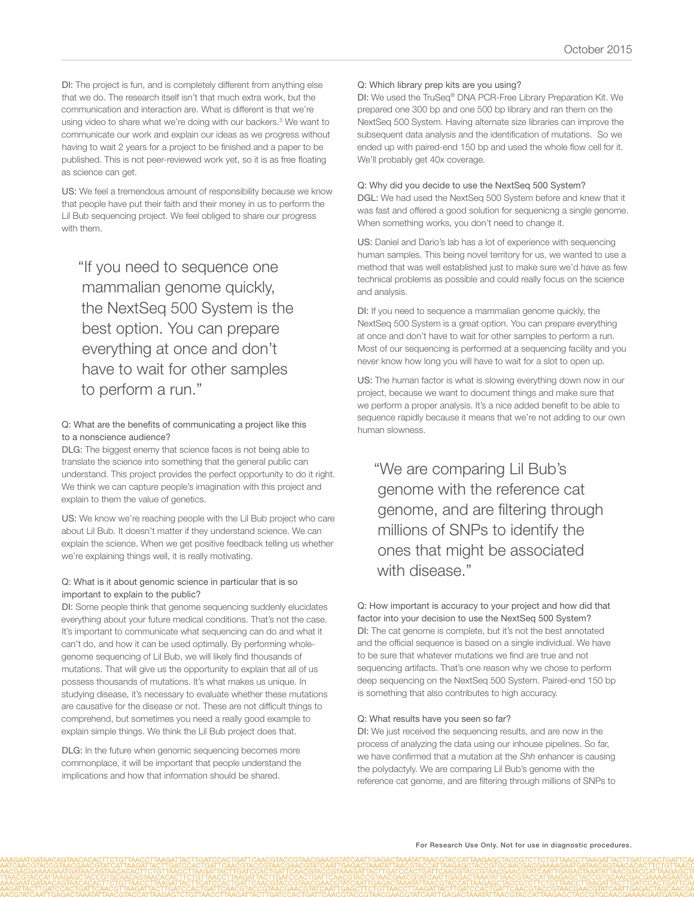DI: The project is fun, and is completely different from anything else that we do. The research itself isn't that much extra work, but the communication and interaction are. What is different is that we're using video to share what we're doing with our backers.[3] We want to communicate our work and explain our ideas as we progress without having to wait 2 years for a project to be finished and a paper to be published. This is not peer-reviewed work yet, so it is as free floating as science can get.

US: We feel a tremendous amount of responsibility because we know that people have put their faith and their money in us to perform the Lil Bub sequencing project. We feel obliged to share our progress with them.

> "If you need to sequence one mammalian genome quickly, the NextSeq 500 System is the best option. You can prepare everything at once and don't have to wait for other samples to perform a run."

Q: What are the benefits of communicating a project like this to a nonscience audience?

DLG: The biggest enemy that science faces is not being able to translate the science into something that the general public can understand. This project provides the perfect opportunity to do it right. We think we can capture people's imagination with this project and explain to them the value of genetics.

US: We know we're reaching people with the Lil Bub project who care about Lil Bub. It doesn't matter if they understand science. We can explain the science. When we get positive feedback telling us whether we're explaining things well, it is really motivating.

Q: What is it about genomic science in particular that is so important to explain to the public?

DI: Some people think that genome sequencing suddenly elucidates everything about your future medical conditions. That's not the case. It's important to communicate what sequencing can do and what it can't do, and how it can be used optimally. By performing whole-genome sequencing of Lil Bub, we will likely find thousands of mutations. That will give us the opportunity to explain that all of us possess thousands of mutations. It's what makes us unique. In studying disease, it's necessary to evaluate whether these mutations are causative for the disease or not. These are not difficult things to comprehend, but sometimes you need a really good example to explain simple things. We think the Lil Bub project does that.

DLG: In the future when genomic sequencing becomes more commonplace, it will be important that people understand the implications and how that information should be shared.

Q: Which library prep kits are you using?

DI: We used the TruSeq® DNA PCR-Free Library Preparation Kit. We prepared one 300 bp and one 500 bp library and ran them on the NextSeq 500 System. Having alternate size libraries can improve the subsequent data analysis and the identification of mutations. So we ended up with paired-end 150 bp and used the whole flow cell for it. We'll probably get 40x coverage.

Q: Why did you decide to use the NextSeq 500 System?

DGL: We had used the NextSeq 500 System before and knew that it was fast and offered a good solution for sequenicng a single genome. When something works, you don't need to change it.

US: Daniel and Dario's lab has a lot of experience with sequencing human samples. This being novel territory for us, we wanted to use a method that was well established just to make sure we'd have as few technical problems as possible and could really focus on the science and analysis.

DI: If you need to sequence a mammalian genome quickly, the NextSeq 500 System is a great option. You can prepare everything at once and don't have to wait for other samples to perform a run. Most of our sequencing is performed at a sequencing facility and you never know how long you will have to wait for a slot to open up.

US: The human factor is what is slowing everything down now in our project, because we want to document things and make sure that we perform a proper analysis. It's a nice added benefit to be able to sequence rapidly because it means that we're not adding to our own human slowness.

> "We are comparing Lil Bub's genome with the reference cat genome, and are filtering through millions of SNPs to identify the ones that might be associated with disease."

Q: How important is accuracy to your project and how did that factor into your decision to use the NextSeq 500 System?

DI: The cat genome is complete, but it's not the best annotated and the official sequence is based on a single individual. We have to be sure that whatever mutations we find are true and not sequencing artifacts. That's one reason why we chose to perform deep sequencing on the NextSeq 500 System. Paired-end 150 bp is something that also contributes to high accuracy.

Q: What results have you seen so far?

DI: We just received the sequencing results, and are now in the process of analyzing the data using our inhouse pipelines. So far, we have confirmed that a mutation at the *Shh* enhancer is causing the polydactyly. We are comparing Lil Bub's genome with the reference cat genome, and are filtering through millions of SNPs to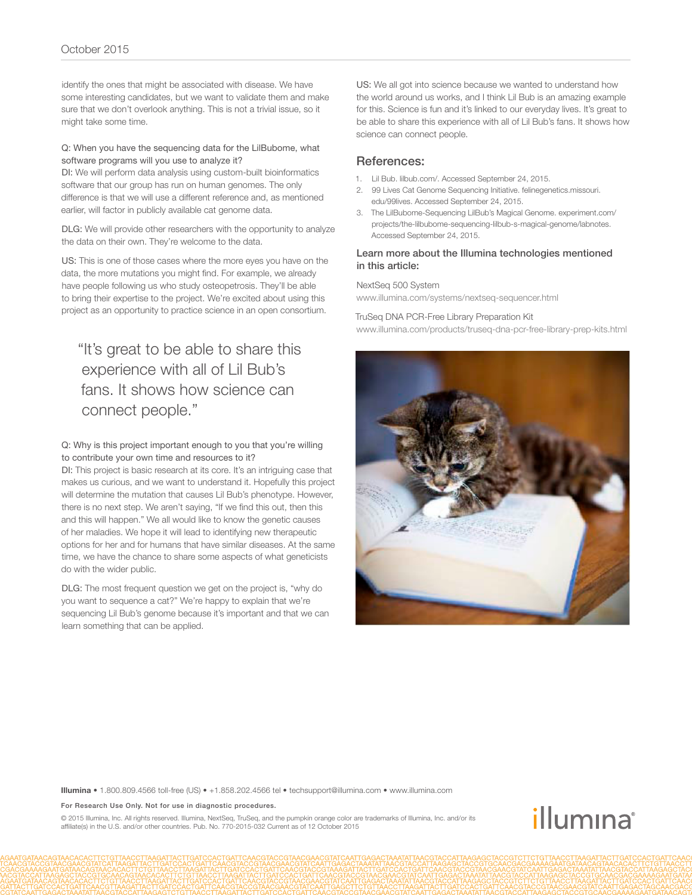identify the ones that might be associated with disease. We have some interesting candidates, but we want to validate them and make sure that we don't overlook anything. This is not a trivial issue, so it might take some time.

Q: When you have the sequencing data for the LilBubome, what software programs will you use to analyze it?

DI: We will perform data analysis using custom-built bioinformatics software that our group has run on human genomes. The only difference is that we will use a different reference and, as mentioned earlier, will factor in publicly available cat genome data.

DLG: We will provide other researchers with the opportunity to analyze the data on their own. They're welcome to the data.

US: This is one of those cases where the more eyes you have on the data, the more mutations you might find. For example, we already have people following us who study osteopetrosis. They'll be able to bring their expertise to the project. We're excited about using this project as an opportunity to practice science in an open consortium.

> "It's great to be able to share this experience with all of Lil Bub's fans. It shows how science can connect people."

Q: Why is this project important enough to you that you're willing to contribute your own time and resources to it?

DI: This project is basic research at its core. It's an intriguing case that makes us curious, and we want to understand it. Hopefully this project will determine the mutation that causes Lil Bub's phenotype. However, there is no next step. We aren't saying, "If we find this out, then this and this will happen." We all would like to know the genetic causes of her maladies. We hope it will lead to identifying new therapeutic options for her and for humans that have similar diseases. At the same time, we have the chance to share some aspects of what geneticists do with the wider public.

DLG: The most frequent question we get on the project is, "why do you want to sequence a cat?" We're happy to explain that we're sequencing Lil Bub's genome because it's important and that we can learn something that can be applied.

US: We all got into science because we wanted to understand how the world around us works, and I think Lil Bub is an amazing example for this. Science is fun and it's linked to our everyday lives. It's great to be able to share this experience with all of Lil Bub's fans. It shows how science can connect people.

## References:

1. Lil Bub. lilbub.com/. Accessed September 24, 2015.
2. 99 Lives Cat Genome Sequencing Initiative. felinegenetics.missouri.edu/99lives. Accessed September 24, 2015.
3. The LilBubome-Sequencing LilBub's Magical Genome. experiment.com/projects/the-lilbubome-sequencing-lilbub-s-magical-genome/labnotes. Accessed September 24, 2015.

### Learn more about the Illumina technologies mentioned in this article:

NextSeq 500 System
www.illumina.com/systems/nextseq-sequencer.html

TruSeq DNA PCR-Free Library Preparation Kit
www.illumina.com/products/truseq-dna-pcr-free-library-prep-kits.html

**Illumina** • 1.800.809.4566 toll-free (US) • +1.858.202.4566 tel • techsupport@illumina.com • www.illumina.com

For Research Use Only. Not for use in diagnostic procedures.

© 2015 Illumina, Inc. All rights reserved. Illumina, NextSeq, TruSeq, and the pumpkin orange color are trademarks of Illumina, Inc. and/or its affiliate(s) in the U.S. and/or other countries. Pub. No. 770-2015-032 Current as of 12 October 2015